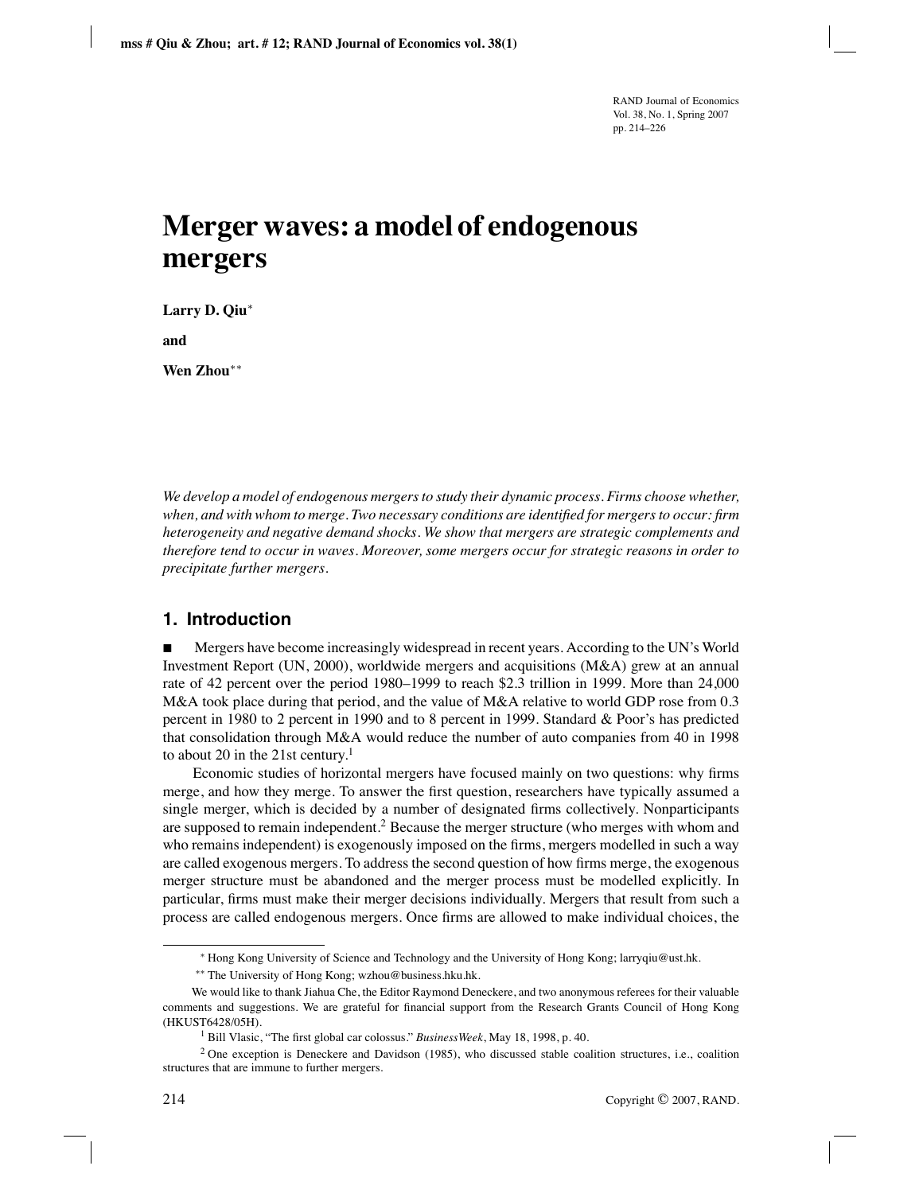# Merger waves: a model of endogenous mergers

**Larry D. Qiu**[*]

**and**

**Wen Zhou**[**]

*We develop a model of endogenous mergers to study their dynamic process. Firms choose whether, when, and with whom to merge. Two necessary conditions are identified for mergers to occur: firm heterogeneity and negative demand shocks. We show that mergers are strategic complements and therefore tend to occur in waves. Moreover, some mergers occur for strategic reasons in order to precipitate further mergers.*

## 1. Introduction

■ Mergers have become increasingly widespread in recent years. According to the UN's World Investment Report (UN, 2000), worldwide mergers and acquisitions (M&A) grew at an annual rate of 42 percent over the period 1980–1999 to reach $2.3 trillion in 1999. More than 24,000 M&A took place during that period, and the value of M&A relative to world GDP rose from 0.3 percent in 1980 to 2 percent in 1990 and to 8 percent in 1999. Standard & Poor's has predicted that consolidation through M&A would reduce the number of auto companies from 40 in 1998 to about 20 in the 21st century.[1]

Economic studies of horizontal mergers have focused mainly on two questions: why firms merge, and how they merge. To answer the first question, researchers have typically assumed a single merger, which is decided by a number of designated firms collectively. Nonparticipants are supposed to remain independent.[2] Because the merger structure (who merges with whom and who remains independent) is exogenously imposed on the firms, mergers modelled in such a way are called exogenous mergers. To address the second question of how firms merge, the exogenous merger structure must be abandoned and the merger process must be modelled explicitly. In particular, firms must make their merger decisions individually. Mergers that result from such a process are called endogenous mergers. Once firms are allowed to make individual choices, the

---

[*] Hong Kong University of Science and Technology and the University of Hong Kong; larryqiu@ust.hk.

[**] The University of Hong Kong; wzhou@business.hku.hk.

We would like to thank Jiahua Che, the Editor Raymond Deneckere, and two anonymous referees for their valuable comments and suggestions. We are grateful for financial support from the Research Grants Council of Hong Kong (HKUST6428/05H).

[1] Bill Vlasic, "The first global car colossus." *BusinessWeek*, May 18, 1998, p. 40.

[2] One exception is Deneckere and Davidson (1985), who discussed stable coalition structures, i.e., coalition structures that are immune to further mergers.

Copyright © 2007, RAND.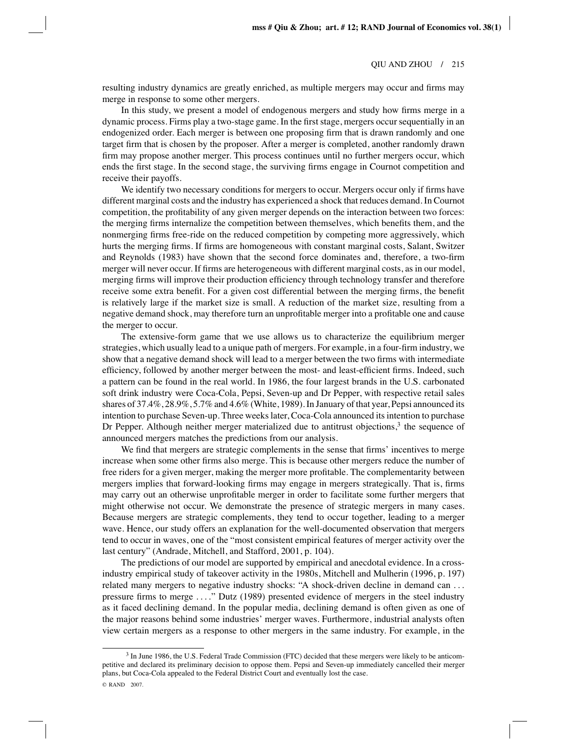resulting industry dynamics are greatly enriched, as multiple mergers may occur and firms may merge in response to some other mergers.

In this study, we present a model of endogenous mergers and study how firms merge in a dynamic process. Firms play a two-stage game. In the first stage, mergers occur sequentially in an endogenized order. Each merger is between one proposing firm that is drawn randomly and one target firm that is chosen by the proposer. After a merger is completed, another randomly drawn firm may propose another merger. This process continues until no further mergers occur, which ends the first stage. In the second stage, the surviving firms engage in Cournot competition and receive their payoffs.

We identify two necessary conditions for mergers to occur. Mergers occur only if firms have different marginal costs and the industry has experienced a shock that reduces demand. In Cournot competition, the profitability of any given merger depends on the interaction between two forces: the merging firms internalize the competition between themselves, which benefits them, and the nonmerging firms free-ride on the reduced competition by competing more aggressively, which hurts the merging firms. If firms are homogeneous with constant marginal costs, Salant, Switzer and Reynolds (1983) have shown that the second force dominates and, therefore, a two-firm merger will never occur. If firms are heterogeneous with different marginal costs, as in our model, merging firms will improve their production efficiency through technology transfer and therefore receive some extra benefit. For a given cost differential between the merging firms, the benefit is relatively large if the market size is small. A reduction of the market size, resulting from a negative demand shock, may therefore turn an unprofitable merger into a profitable one and cause the merger to occur.

The extensive-form game that we use allows us to characterize the equilibrium merger strategies, which usually lead to a unique path of mergers. For example, in a four-firm industry, we show that a negative demand shock will lead to a merger between the two firms with intermediate efficiency, followed by another merger between the most- and least-efficient firms. Indeed, such a pattern can be found in the real world. In 1986, the four largest brands in the U.S. carbonated soft drink industry were Coca-Cola, Pepsi, Seven-up and Dr Pepper, with respective retail sales shares of 37.4%, 28.9%, 5.7% and 4.6% (White, 1989). In January of that year, Pepsi announced its intention to purchase Seven-up. Three weeks later, Coca-Cola announced its intention to purchase Dr Pepper. Although neither merger materialized due to antitrust objections,[3] the sequence of announced mergers matches the predictions from our analysis.

We find that mergers are strategic complements in the sense that firms' incentives to merge increase when some other firms also merge. This is because other mergers reduce the number of free riders for a given merger, making the merger more profitable. The complementarity between mergers implies that forward-looking firms may engage in mergers strategically. That is, firms may carry out an otherwise unprofitable merger in order to facilitate some further mergers that might otherwise not occur. We demonstrate the presence of strategic mergers in many cases. Because mergers are strategic complements, they tend to occur together, leading to a merger wave. Hence, our study offers an explanation for the well-documented observation that mergers tend to occur in waves, one of the "most consistent empirical features of merger activity over the last century" (Andrade, Mitchell, and Stafford, 2001, p. 104).

The predictions of our model are supported by empirical and anecdotal evidence. In a cross-industry empirical study of takeover activity in the 1980s, Mitchell and Mulherin (1996, p. 197) related many mergers to negative industry shocks: "A shock-driven decline in demand can ... pressure firms to merge ...." Dutz (1989) presented evidence of mergers in the steel industry as it faced declining demand. In the popular media, declining demand is often given as one of the major reasons behind some industries' merger waves. Furthermore, industrial analysts often view certain mergers as a response to other mergers in the same industry. For example, in the

[3] In June 1986, the U.S. Federal Trade Commission (FTC) decided that these mergers were likely to be anticompetitive and declared its preliminary decision to oppose them. Pepsi and Seven-up immediately cancelled their merger plans, but Coca-Cola appealed to the Federal District Court and eventually lost the case.

© RAND 2007.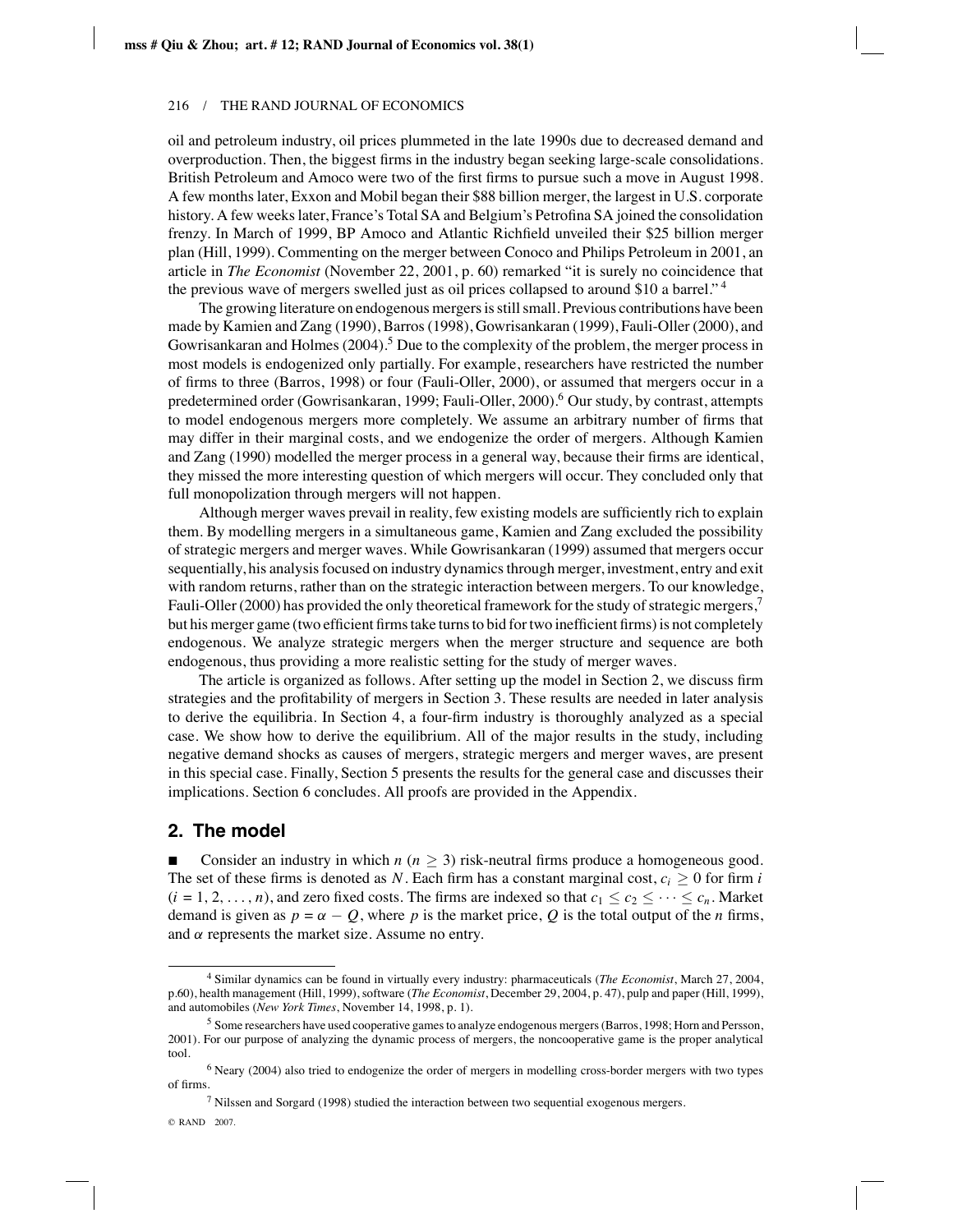oil and petroleum industry, oil prices plummeted in the late 1990s due to decreased demand and overproduction. Then, the biggest firms in the industry began seeking large-scale consolidations. British Petroleum and Amoco were two of the first firms to pursue such a move in August 1998. A few months later, Exxon and Mobil began their \$88 billion merger, the largest in U.S. corporate history. A few weeks later, France's Total SA and Belgium's Petrofina SA joined the consolidation frenzy. In March of 1999, BP Amoco and Atlantic Richfield unveiled their \$25 billion merger plan (Hill, 1999). Commenting on the merger between Conoco and Philips Petroleum in 2001, an article in *The Economist* (November 22, 2001, p. 60) remarked "it is surely no coincidence that the previous wave of mergers swelled just as oil prices collapsed to around \$10 a barrel."[4]

The growing literature on endogenous mergers is still small. Previous contributions have been made by Kamien and Zang (1990), Barros (1998), Gowrisankaran (1999), Fauli-Oller (2000), and Gowrisankaran and Holmes (2004).[5] Due to the complexity of the problem, the merger process in most models is endogenized only partially. For example, researchers have restricted the number of firms to three (Barros, 1998) or four (Fauli-Oller, 2000), or assumed that mergers occur in a predetermined order (Gowrisankaran, 1999; Fauli-Oller, 2000).[6] Our study, by contrast, attempts to model endogenous mergers more completely. We assume an arbitrary number of firms that may differ in their marginal costs, and we endogenize the order of mergers. Although Kamien and Zang (1990) modelled the merger process in a general way, because their firms are identical, they missed the more interesting question of which mergers will occur. They concluded only that full monopolization through mergers will not happen.

Although merger waves prevail in reality, few existing models are sufficiently rich to explain them. By modelling mergers in a simultaneous game, Kamien and Zang excluded the possibility of strategic mergers and merger waves. While Gowrisankaran (1999) assumed that mergers occur sequentially, his analysis focused on industry dynamics through merger, investment, entry and exit with random returns, rather than on the strategic interaction between mergers. To our knowledge, Fauli-Oller (2000) has provided the only theoretical framework for the study of strategic mergers,[7] but his merger game (two efficient firms take turns to bid for two inefficient firms) is not completely endogenous. We analyze strategic mergers when the merger structure and sequence are both endogenous, thus providing a more realistic setting for the study of merger waves.

The article is organized as follows. After setting up the model in Section 2, we discuss firm strategies and the profitability of mergers in Section 3. These results are needed in later analysis to derive the equilibria. In Section 4, a four-firm industry is thoroughly analyzed as a special case. We show how to derive the equilibrium. All of the major results in the study, including negative demand shocks as causes of mergers, strategic mergers and merger waves, are present in this special case. Finally, Section 5 presents the results for the general case and discusses their implications. Section 6 concludes. All proofs are provided in the Appendix.

## 2. The model

■ Consider an industry in which $n$ ($n \geq 3$) risk-neutral firms produce a homogeneous good. The set of these firms is denoted as $N$. Each firm has a constant marginal cost, $c_i \geq 0$ for firm $i$ ($i = 1, 2, \ldots, n$), and zero fixed costs. The firms are indexed so that $c_1 \leq c_2 \leq \cdots \leq c_n$. Market demand is given as $p = \alpha - Q$, where $p$ is the market price, $Q$ is the total output of the $n$ firms, and $\alpha$ represents the market size. Assume no entry.

---

[4] Similar dynamics can be found in virtually every industry: pharmaceuticals (*The Economist*, March 27, 2004, p.60), health management (Hill, 1999), software (*The Economist*, December 29, 2004, p. 47), pulp and paper (Hill, 1999), and automobiles (*New York Times*, November 14, 1998, p. 1).

[5] Some researchers have used cooperative games to analyze endogenous mergers (Barros, 1998; Horn and Persson, 2001). For our purpose of analyzing the dynamic process of mergers, the noncooperative game is the proper analytical tool.

[6] Neary (2004) also tried to endogenize the order of mergers in modelling cross-border mergers with two types of firms.

[7] Nilssen and Sorgard (1998) studied the interaction between two sequential exogenous mergers.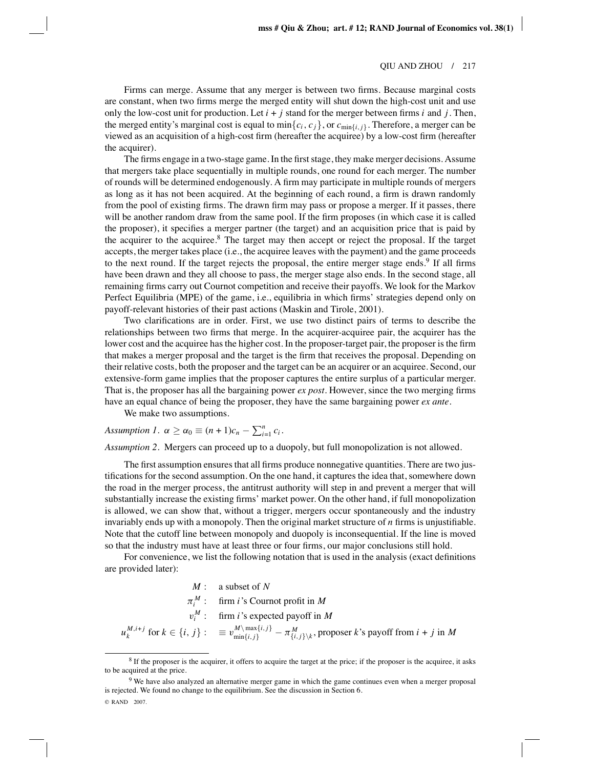Firms can merge. Assume that any merger is between two firms. Because marginal costs are constant, when two firms merge the merged entity will shut down the high-cost unit and use only the low-cost unit for production. Let $i + j$ stand for the merger between firms $i$ and $j$. Then, the merged entity's marginal cost is equal to $\min\{c_i, c_j\}$, or $c_{\min\{i,j\}}$. Therefore, a merger can be viewed as an acquisition of a high-cost firm (hereafter the acquiree) by a low-cost firm (hereafter the acquirer).

The firms engage in a two-stage game. In the first stage, they make merger decisions. Assume that mergers take place sequentially in multiple rounds, one round for each merger. The number of rounds will be determined endogenously. A firm may participate in multiple rounds of mergers as long as it has not been acquired. At the beginning of each round, a firm is drawn randomly from the pool of existing firms. The drawn firm may pass or propose a merger. If it passes, there will be another random draw from the same pool. If the firm proposes (in which case it is called the proposer), it specifies a merger partner (the target) and an acquisition price that is paid by the acquirer to the acquiree.[8] The target may then accept or reject the proposal. If the target accepts, the merger takes place (i.e., the acquiree leaves with the payment) and the game proceeds to the next round. If the target rejects the proposal, the entire merger stage ends.[9] If all firms have been drawn and they all choose to pass, the merger stage also ends. In the second stage, all remaining firms carry out Cournot competition and receive their payoffs. We look for the Markov Perfect Equilibria (MPE) of the game, i.e., equilibria in which firms' strategies depend only on payoff-relevant histories of their past actions (Maskin and Tirole, 2001).

Two clarifications are in order. First, we use two distinct pairs of terms to describe the relationships between two firms that merge. In the acquirer-acquiree pair, the acquirer has the lower cost and the acquiree has the higher cost. In the proposer-target pair, the proposer is the firm that makes a merger proposal and the target is the firm that receives the proposal. Depending on their relative costs, both the proposer and the target can be an acquirer or an acquiree. Second, our extensive-form game implies that the proposer captures the entire surplus of a particular merger. That is, the proposer has all the bargaining power *ex post*. However, since the two merging firms have an equal chance of being the proposer, they have the same bargaining power *ex ante*.

We make two assumptions.

*Assumption 1.* $\alpha \geq \alpha_0 \equiv (n+1)c_n - \sum_{i=1}^{n} c_i$.

*Assumption 2.* Mergers can proceed up to a duopoly, but full monopolization is not allowed.

The first assumption ensures that all firms produce nonnegative quantities. There are two justifications for the second assumption. On the one hand, it captures the idea that, somewhere down the road in the merger process, the antitrust authority will step in and prevent a merger that will substantially increase the existing firms' market power. On the other hand, if full monopolization is allowed, we can show that, without a trigger, mergers occur spontaneously and the industry invariably ends up with a monopoly. Then the original market structure of $n$ firms is unjustifiable. Note that the cutoff line between monopoly and duopoly is inconsequential. If the line is moved so that the industry must have at least three or four firms, our major conclusions still hold.

For convenience, we list the following notation that is used in the analysis (exact definitions are provided later):

$M$ : a subset of $N$

$\pi_i^M$ : firm $i$'s Cournot profit in $M$

$v_i^M$ : firm $i$'s expected payoff in $M$

$u_k^{M,i+j}$ for $k \in \{i, j\}$ : $\equiv v_{\min\{i,j\}}^{M\setminus \max\{i,j\}} - \pi_{\{i,j\}\setminus k}^M$, proposer $k$'s payoff from $i + j$ in $M$

[8] If the proposer is the acquirer, it offers to acquire the target at the price; if the proposer is the acquiree, it asks to be acquired at the price.

[9] We have also analyzed an alternative merger game in which the game continues even when a merger proposal is rejected. We found no change to the equilibrium. See the discussion in Section 6.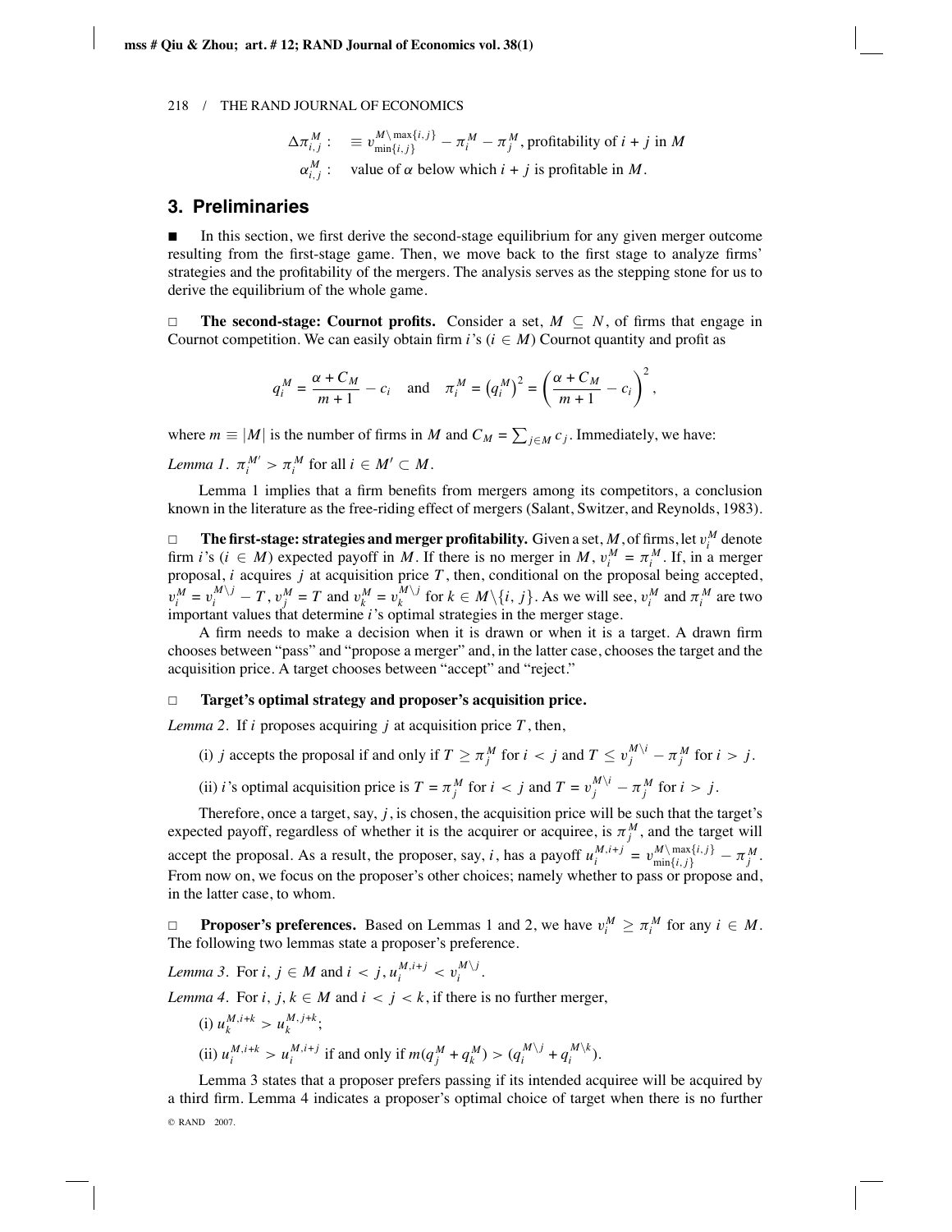$\Delta\pi_{i,j}^M$ : $\equiv v_{\min\{i,j\}}^{M\setminus\max\{i,j\}} - \pi_i^M - \pi_j^M$, profitability of $i + j$ in $M$

$\alpha_{i,j}^M$ : value of $\alpha$ below which $i + j$ is profitable in $M$.

## 3. Preliminaries

■ In this section, we first derive the second-stage equilibrium for any given merger outcome resulting from the first-stage game. Then, we move back to the first stage to analyze firms' strategies and the profitability of the mergers. The analysis serves as the stepping stone for us to derive the equilibrium of the whole game.

□ **The second-stage: Cournot profits.** Consider a set, $M \subseteq N$, of firms that engage in Cournot competition. We can easily obtain firm $i$'s ($i \in M$) Cournot quantity and profit as

$$q_i^M = \frac{\alpha + C_M}{m+1} - c_i \quad \text{and} \quad \pi_i^M = \left(q_i^M\right)^2 = \left(\frac{\alpha + C_M}{m+1} - c_i\right)^2,$$

where $m \equiv |M|$ is the number of firms in $M$ and $C_M = \sum_{j \in M} c_j$. Immediately, we have:

*Lemma 1.* $\pi_i^{M'} > \pi_i^M$ for all $i \in M' \subset M$.

Lemma 1 implies that a firm benefits from mergers among its competitors, a conclusion known in the literature as the free-riding effect of mergers (Salant, Switzer, and Reynolds, 1983).

□ **The first-stage: strategies and merger profitability.** Given a set, $M$, of firms, let $v_i^M$ denote firm $i$'s ($i \in M$) expected payoff in $M$. If there is no merger in $M$, $v_i^M = \pi_i^M$. If, in a merger proposal, $i$ acquires $j$ at acquisition price $T$, then, conditional on the proposal being accepted, $v_i^M = v_i^{M\setminus j} - T$, $v_j^M = T$ and $v_k^M = v_k^{M\setminus j}$ for $k \in M\setminus\{i, j\}$. As we will see, $v_i^M$ and $\pi_i^M$ are two important values that determine $i$'s optimal strategies in the merger stage.

A firm needs to make a decision when it is drawn or when it is a target. A drawn firm chooses between "pass" and "propose a merger" and, in the latter case, chooses the target and the acquisition price. A target chooses between "accept" and "reject."

□ **Target's optimal strategy and proposer's acquisition price.**

*Lemma 2.* If $i$ proposes acquiring $j$ at acquisition price $T$, then,

(i) $j$ accepts the proposal if and only if $T \geq \pi_j^M$ for $i < j$ and $T \leq v_j^{M\setminus i} - \pi_j^M$ for $i > j$.

(ii) $i$'s optimal acquisition price is $T = \pi_j^M$ for $i < j$ and $T = v_j^{M\setminus i} - \pi_j^M$ for $i > j$.

Therefore, once a target, say, $j$, is chosen, the acquisition price will be such that the target's expected payoff, regardless of whether it is the acquirer or acquiree, is $\pi_j^M$, and the target will accept the proposal. As a result, the proposer, say, $i$, has a payoff $u_i^{M,i+j} = v_{\min\{i,j\}}^{M\setminus\max\{i,j\}} - \pi_j^M$. From now on, we focus on the proposer's other choices; namely whether to pass or propose and, in the latter case, to whom.

□ **Proposer's preferences.** Based on Lemmas 1 and 2, we have $v_i^M \geq \pi_i^M$ for any $i \in M$. The following two lemmas state a proposer's preference.

*Lemma 3.* For $i, j \in M$ and $i < j$, $u_i^{M,i+j} < v_i^{M\setminus j}$.

*Lemma 4.* For $i, j, k \in M$ and $i < j < k$, if there is no further merger,

(i) $u_k^{M,i+k} > u_k^{M,j+k}$;

(ii) $u_i^{M,i+k} > u_i^{M,i+j}$ if and only if $m(q_j^M + q_k^M) > (q_i^{M\setminus j} + q_i^{M\setminus k})$.

Lemma 3 states that a proposer prefers passing if its intended acquiree will be acquired by a third firm. Lemma 4 indicates a proposer's optimal choice of target when there is no further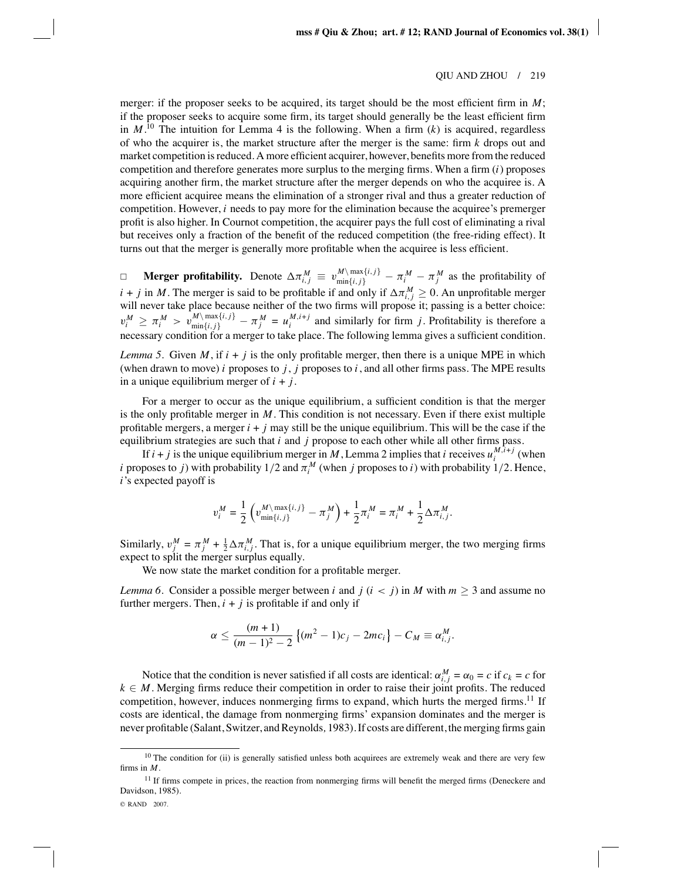merger: if the proposer seeks to be acquired, its target should be the most efficient firm in $M$; if the proposer seeks to acquire some firm, its target should generally be the least efficient firm in $M$.[10] The intuition for Lemma 4 is the following. When a firm ($k$) is acquired, regardless of who the acquirer is, the market structure after the merger is the same: firm $k$ drops out and market competition is reduced. A more efficient acquirer, however, benefits more from the reduced competition and therefore generates more surplus to the merging firms. When a firm ($i$) proposes acquiring another firm, the market structure after the merger depends on who the acquiree is. A more efficient acquiree means the elimination of a stronger rival and thus a greater reduction of competition. However, $i$ needs to pay more for the elimination because the acquiree's premerger profit is also higher. In Cournot competition, the acquirer pays the full cost of eliminating a rival but receives only a fraction of the benefit of the reduced competition (the free-riding effect). It turns out that the merger is generally more profitable when the acquiree is less efficient.

□ **Merger profitability.** Denote $\Delta\pi_{i,j}^M \equiv v_{\min\{i,j\}}^{M\setminus\max\{i,j\}} - \pi_i^M - \pi_j^M$ as the profitability of $i + j$ in $M$. The merger is said to be profitable if and only if $\Delta\pi_{i,j}^M \geq 0$. An unprofitable merger will never take place because neither of the two firms will propose it; passing is a better choice: $v_i^M \geq \pi_i^M > v_{\min\{i,j\}}^{M\setminus\max\{i,j\}} - \pi_j^M = u_i^{M,i+j}$ and similarly for firm $j$. Profitability is therefore a necessary condition for a merger to take place. The following lemma gives a sufficient condition.

*Lemma 5.* Given $M$, if $i + j$ is the only profitable merger, then there is a unique MPE in which (when drawn to move) $i$ proposes to $j$, $j$ proposes to $i$, and all other firms pass. The MPE results in a unique equilibrium merger of $i + j$.

For a merger to occur as the unique equilibrium, a sufficient condition is that the merger is the only profitable merger in $M$. This condition is not necessary. Even if there exist multiple profitable mergers, a merger $i + j$ may still be the unique equilibrium. This will be the case if the equilibrium strategies are such that $i$ and $j$ propose to each other while all other firms pass.

If $i + j$ is the unique equilibrium merger in $M$, Lemma 2 implies that $i$ receives $u_i^{M,i+j}$ (when $i$ proposes to $j$) with probability 1/2 and $\pi_i^M$ (when $j$ proposes to $i$) with probability 1/2. Hence, $i$'s expected payoff is

$$v_i^M = \frac{1}{2}\left(v_{\min\{i,j\}}^{M\setminus\max\{i,j\}} - \pi_j^M\right) + \frac{1}{2}\pi_i^M = \pi_i^M + \frac{1}{2}\Delta\pi_{i,j}^M.$$

Similarly, $v_j^M = \pi_j^M + \frac{1}{2}\Delta\pi_{i,j}^M$. That is, for a unique equilibrium merger, the two merging firms expect to split the merger surplus equally.

We now state the market condition for a profitable merger.

*Lemma 6.* Consider a possible merger between $i$ and $j$ ($i < j$) in $M$ with $m \geq 3$ and assume no further mergers. Then, $i + j$ is profitable if and only if

$$\alpha \leq \frac{(m+1)}{(m-1)^2 - 2}\left\{(m^2 - 1)c_j - 2mc_i\right\} - C_M \equiv \alpha_{i,j}^M.$$

Notice that the condition is never satisfied if all costs are identical: $\alpha_{i,j}^M = \alpha_0 = c$ if $c_k = c$ for $k \in M$. Merging firms reduce their competition in order to raise their joint profits. The reduced competition, however, induces nonmerging firms to expand, which hurts the merged firms.[11] If costs are identical, the damage from nonmerging firms' expansion dominates and the merger is never profitable (Salant, Switzer, and Reynolds, 1983). If costs are different, the merging firms gain

[10] The condition for (ii) is generally satisfied unless both acquirees are extremely weak and there are very few firms in $M$.

[11] If firms compete in prices, the reaction from nonmerging firms will benefit the merged firms (Deneckere and Davidson, 1985).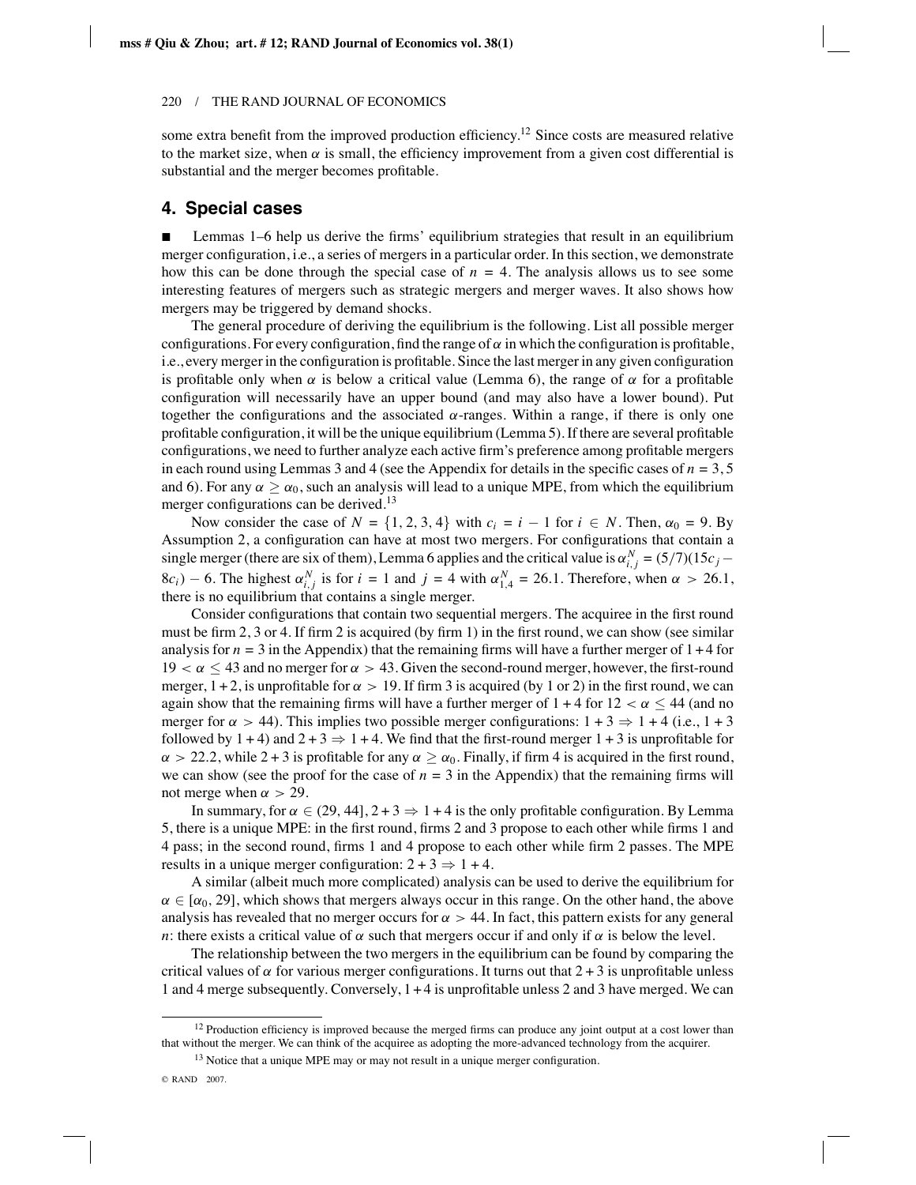some extra benefit from the improved production efficiency.[12] Since costs are measured relative to the market size, when $\alpha$ is small, the efficiency improvement from a given cost differential is substantial and the merger becomes profitable.

## 4. Special cases

■ Lemmas 1–6 help us derive the firms' equilibrium strategies that result in an equilibrium merger configuration, i.e., a series of mergers in a particular order. In this section, we demonstrate how this can be done through the special case of $n = 4$. The analysis allows us to see some interesting features of mergers such as strategic mergers and merger waves. It also shows how mergers may be triggered by demand shocks.

The general procedure of deriving the equilibrium is the following. List all possible merger configurations. For every configuration, find the range of $\alpha$ in which the configuration is profitable, i.e., every merger in the configuration is profitable. Since the last merger in any given configuration is profitable only when $\alpha$ is below a critical value (Lemma 6), the range of $\alpha$ for a profitable configuration will necessarily have an upper bound (and may also have a lower bound). Put together the configurations and the associated $\alpha$-ranges. Within a range, if there is only one profitable configuration, it will be the unique equilibrium (Lemma 5). If there are several profitable configurations, we need to further analyze each active firm's preference among profitable mergers in each round using Lemmas 3 and 4 (see the Appendix for details in the specific cases of $n = 3, 5$ and 6). For any $\alpha \geq \alpha_0$, such an analysis will lead to a unique MPE, from which the equilibrium merger configurations can be derived.[13]

Now consider the case of $N = \{1, 2, 3, 4\}$ with $c_i = i - 1$ for $i \in N$. Then, $\alpha_0 = 9$. By Assumption 2, a configuration can have at most two mergers. For configurations that contain a single merger (there are six of them), Lemma 6 applies and the critical value is $\alpha_{i,j}^N = (5/7)(15c_j - 8c_i) - 6$. The highest $\alpha_{i,j}^N$ is for $i = 1$ and $j = 4$ with $\alpha_{1,4}^N = 26.1$. Therefore, when $\alpha > 26.1$, there is no equilibrium that contains a single merger.

Consider configurations that contain two sequential mergers. The acquiree in the first round must be firm 2, 3 or 4. If firm 2 is acquired (by firm 1) in the first round, we can show (see similar analysis for $n = 3$ in the Appendix) that the remaining firms will have a further merger of $1 + 4$ for $19 < \alpha \leq 43$ and no merger for $\alpha > 43$. Given the second-round merger, however, the first-round merger, $1 + 2$, is unprofitable for $\alpha > 19$. If firm 3 is acquired (by 1 or 2) in the first round, we can again show that the remaining firms will have a further merger of $1 + 4$ for $12 < \alpha \leq 44$ (and no merger for $\alpha > 44$). This implies two possible merger configurations: $1 + 3 \Rightarrow 1 + 4$ (i.e., $1 + 3$ followed by $1 + 4$) and $2 + 3 \Rightarrow 1 + 4$. We find that the first-round merger $1 + 3$ is unprofitable for $\alpha > 22.2$, while $2 + 3$ is profitable for any $\alpha \geq \alpha_0$. Finally, if firm 4 is acquired in the first round, we can show (see the proof for the case of $n = 3$ in the Appendix) that the remaining firms will not merge when $\alpha > 29$.

In summary, for $\alpha \in (29, 44]$, $2 + 3 \Rightarrow 1 + 4$ is the only profitable configuration. By Lemma 5, there is a unique MPE: in the first round, firms 2 and 3 propose to each other while firms 1 and 4 pass; in the second round, firms 1 and 4 propose to each other while firm 2 passes. The MPE results in a unique merger configuration: $2 + 3 \Rightarrow 1 + 4$.

A similar (albeit much more complicated) analysis can be used to derive the equilibrium for $\alpha \in [\alpha_0, 29]$, which shows that mergers always occur in this range. On the other hand, the above analysis has revealed that no merger occurs for $\alpha > 44$. In fact, this pattern exists for any general $n$: there exists a critical value of $\alpha$ such that mergers occur if and only if $\alpha$ is below the level.

The relationship between the two mergers in the equilibrium can be found by comparing the critical values of $\alpha$ for various merger configurations. It turns out that $2 + 3$ is unprofitable unless 1 and 4 merge subsequently. Conversely, $1 + 4$ is unprofitable unless 2 and 3 have merged. We can

[12] Production efficiency is improved because the merged firms can produce any joint output at a cost lower than that without the merger. We can think of the acquiree as adopting the more-advanced technology from the acquirer.

[13] Notice that a unique MPE may or may not result in a unique merger configuration.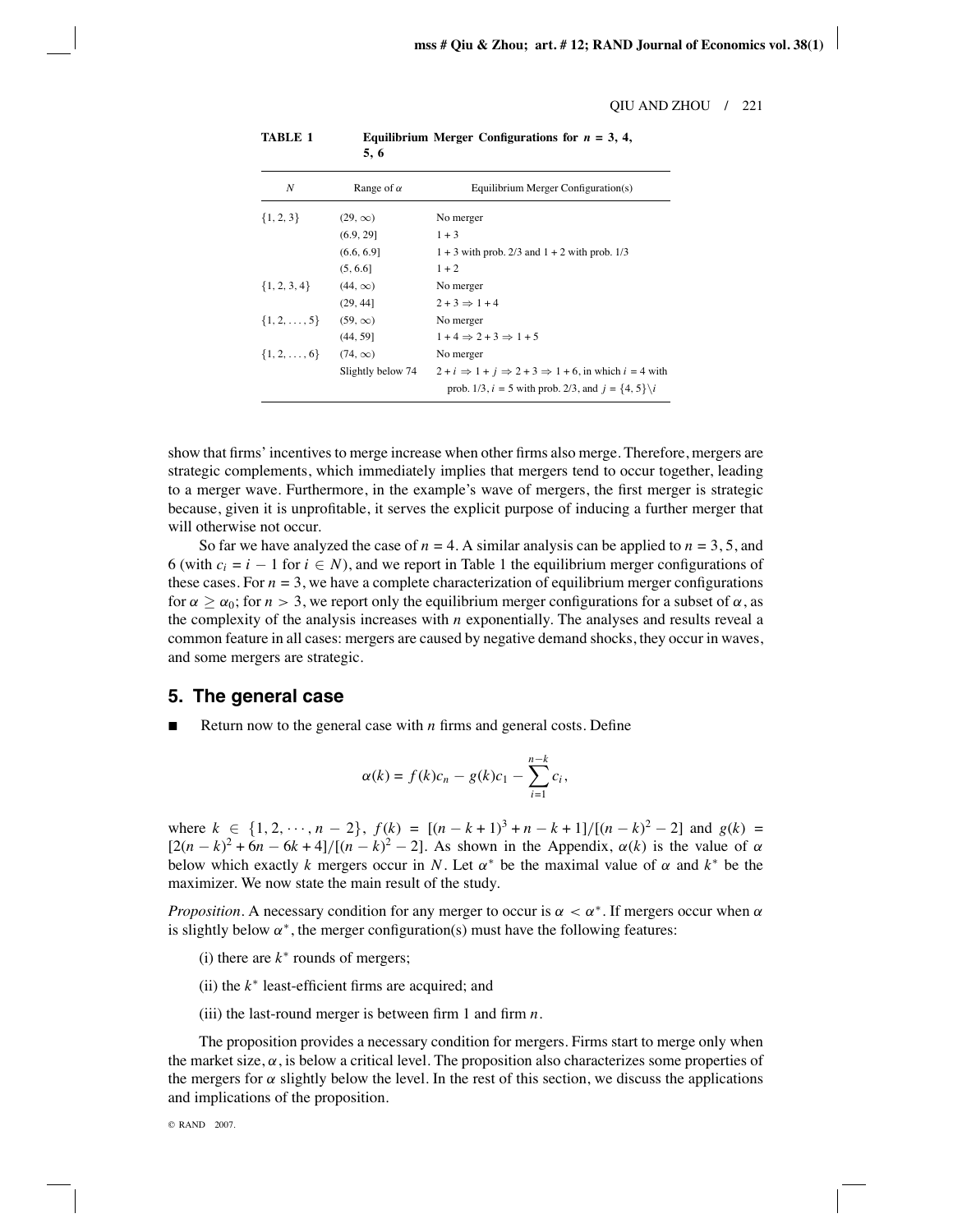**TABLE 1** Equilibrium Merger Configurations for $n$ = 3, 4, 5, 6

| $N$ | Range of $\alpha$ | Equilibrium Merger Configuration(s) |
|---|---|---|
| $\{1, 2, 3\}$ | $(29, \infty)$ | No merger |
| | $(6.9, 29]$ | $1 + 3$ |
| | $(6.6, 6.9]$ | $1 + 3$ with prob. 2/3 and $1 + 2$ with prob. 1/3 |
| | $(5, 6.6]$ | $1 + 2$ |
| $\{1, 2, 3, 4\}$ | $(44, \infty)$ | No merger |
| | $(29, 44]$ | $2 + 3 \Rightarrow 1 + 4$ |
| $\{1, 2, \ldots, 5\}$ | $(59, \infty)$ | No merger |
| | $(44, 59]$ | $1 + 4 \Rightarrow 2 + 3 \Rightarrow 1 + 5$ |
| $\{1, 2, \ldots, 6\}$ | $(74, \infty)$ | No merger |
| | Slightly below 74 | $2 + i \Rightarrow 1 + j \Rightarrow 2 + 3 \Rightarrow 1 + 6$, in which $i = 4$ with prob. 1/3, $i = 5$ with prob. 2/3, and $j = \{4, 5\}\backslash i$ |

show that firms' incentives to merge increase when other firms also merge. Therefore, mergers are strategic complements, which immediately implies that mergers tend to occur together, leading to a merger wave. Furthermore, in the example's wave of mergers, the first merger is strategic because, given it is unprofitable, it serves the explicit purpose of inducing a further merger that will otherwise not occur.

So far we have analyzed the case of $n = 4$. A similar analysis can be applied to $n = 3, 5$, and 6 (with $c_i = i - 1$ for $i \in N$), and we report in Table 1 the equilibrium merger configurations of these cases. For $n = 3$, we have a complete characterization of equilibrium merger configurations for $\alpha \geq \alpha_0$; for $n > 3$, we report only the equilibrium merger configurations for a subset of $\alpha$, as the complexity of the analysis increases with $n$ exponentially. The analyses and results reveal a common feature in all cases: mergers are caused by negative demand shocks, they occur in waves, and some mergers are strategic.

## 5. The general case

Return now to the general case with $n$ firms and general costs. Define

$$\alpha(k) = f(k)c_n - g(k)c_1 - \sum_{i=1}^{n-k} c_i,$$

where $k \in \{1, 2, \cdots, n-2\}$, $f(k) = [(n-k+1)^3 + n - k + 1]/[(n-k)^2 - 2]$ and $g(k) = [2(n-k)^2 + 6n - 6k + 4]/[(n-k)^2 - 2]$. As shown in the Appendix, $\alpha(k)$ is the value of $\alpha$ below which exactly $k$ mergers occur in $N$. Let $\alpha^*$ be the maximal value of $\alpha$ and $k^*$ be the maximizer. We now state the main result of the study.

*Proposition*. A necessary condition for any merger to occur is $\alpha < \alpha^*$. If mergers occur when $\alpha$ is slightly below $\alpha^*$, the merger configuration(s) must have the following features:

(i) there are $k^*$ rounds of mergers;

(ii) the $k^*$ least-efficient firms are acquired; and

(iii) the last-round merger is between firm 1 and firm $n$.

The proposition provides a necessary condition for mergers. Firms start to merge only when the market size, $\alpha$, is below a critical level. The proposition also characterizes some properties of the mergers for $\alpha$ slightly below the level. In the rest of this section, we discuss the applications and implications of the proposition.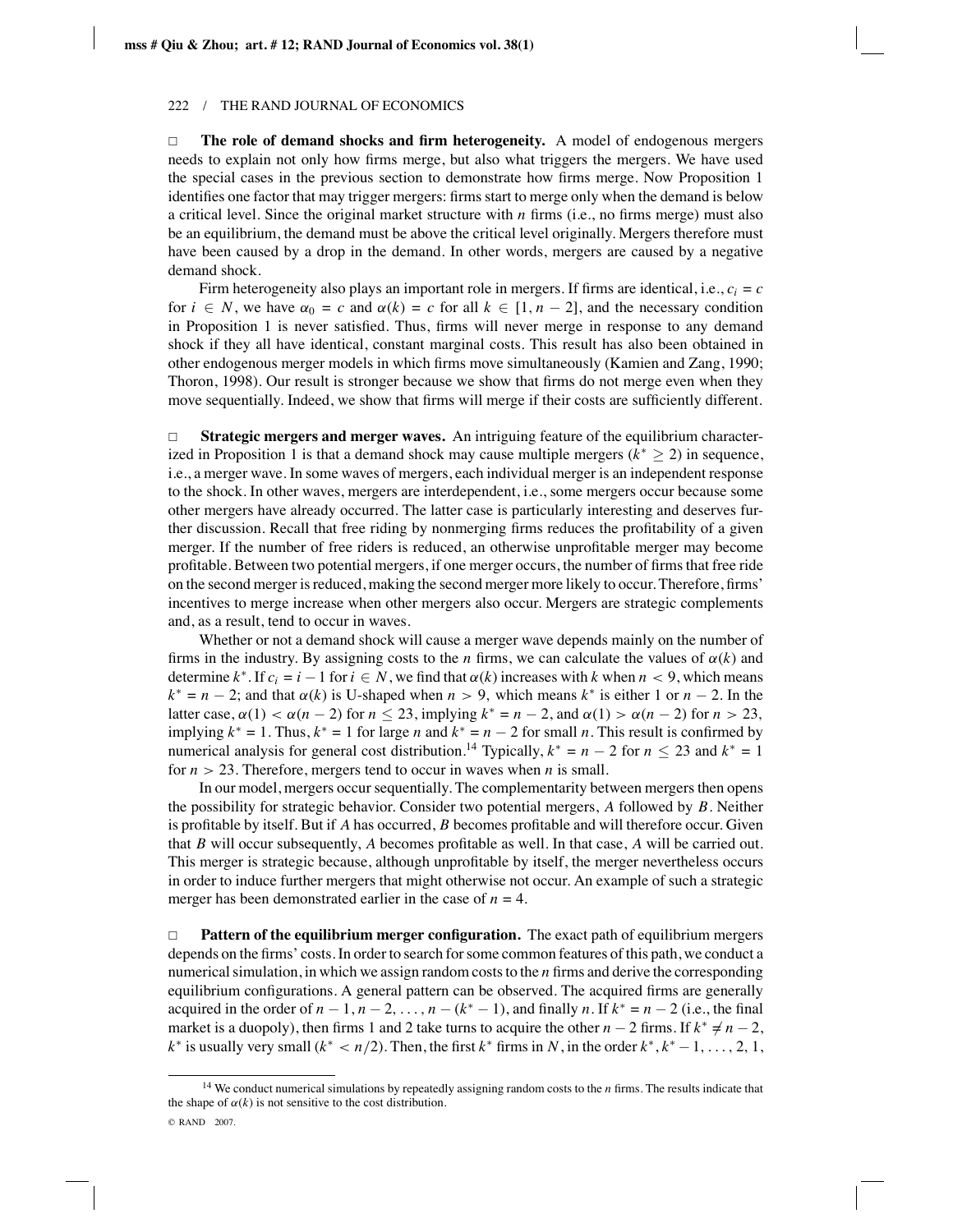**The role of demand shocks and firm heterogeneity.** A model of endogenous mergers needs to explain not only how firms merge, but also what triggers the mergers. We have used the special cases in the previous section to demonstrate how firms merge. Now Proposition 1 identifies one factor that may trigger mergers: firms start to merge only when the demand is below a critical level. Since the original market structure with $n$ firms (i.e., no firms merge) must also be an equilibrium, the demand must be above the critical level originally. Mergers therefore must have been caused by a drop in the demand. In other words, mergers are caused by a negative demand shock.

Firm heterogeneity also plays an important role in mergers. If firms are identical, i.e., $c_i = c$ for $i \in N$, we have $\alpha_0 = c$ and $\alpha(k) = c$ for all $k \in [1, n-2]$, and the necessary condition in Proposition 1 is never satisfied. Thus, firms will never merge in response to any demand shock if they all have identical, constant marginal costs. This result has also been obtained in other endogenous merger models in which firms move simultaneously (Kamien and Zang, 1990; Thoron, 1998). Our result is stronger because we show that firms do not merge even when they move sequentially. Indeed, we show that firms will merge if their costs are sufficiently different.

**Strategic mergers and merger waves.** An intriguing feature of the equilibrium characterized in Proposition 1 is that a demand shock may cause multiple mergers ($k^* \geq 2$) in sequence, i.e., a merger wave. In some waves of mergers, each individual merger is an independent response to the shock. In other waves, mergers are interdependent, i.e., some mergers occur because some other mergers have already occurred. The latter case is particularly interesting and deserves further discussion. Recall that free riding by nonmerging firms reduces the profitability of a given merger. If the number of free riders is reduced, an otherwise unprofitable merger may become profitable. Between two potential mergers, if one merger occurs, the number of firms that free ride on the second merger is reduced, making the second merger more likely to occur. Therefore, firms' incentives to merge increase when other mergers also occur. Mergers are strategic complements and, as a result, tend to occur in waves.

Whether or not a demand shock will cause a merger wave depends mainly on the number of firms in the industry. By assigning costs to the $n$ firms, we can calculate the values of $\alpha(k)$ and determine $k^*$. If $c_i = i - 1$ for $i \in N$, we find that $\alpha(k)$ increases with $k$ when $n < 9$, which means $k^* = n - 2$; and that $\alpha(k)$ is U-shaped when $n > 9$, which means $k^*$ is either 1 or $n - 2$. In the latter case, $\alpha(1) < \alpha(n-2)$ for $n \leq 23$, implying $k^* = n - 2$, and $\alpha(1) > \alpha(n-2)$ for $n > 23$, implying $k^* = 1$. Thus, $k^* = 1$ for large $n$ and $k^* = n - 2$ for small $n$. This result is confirmed by numerical analysis for general cost distribution.[14] Typically, $k^* = n - 2$ for $n \leq 23$ and $k^* = 1$ for $n > 23$. Therefore, mergers tend to occur in waves when $n$ is small.

In our model, mergers occur sequentially. The complementarity between mergers then opens the possibility for strategic behavior. Consider two potential mergers, $A$ followed by $B$. Neither is profitable by itself. But if $A$ has occurred, $B$ becomes profitable and will therefore occur. Given that $B$ will occur subsequently, $A$ becomes profitable as well. In that case, $A$ will be carried out. This merger is strategic because, although unprofitable by itself, the merger nevertheless occurs in order to induce further mergers that might otherwise not occur. An example of such a strategic merger has been demonstrated earlier in the case of $n = 4$.

**Pattern of the equilibrium merger configuration.** The exact path of equilibrium mergers depends on the firms' costs. In order to search for some common features of this path, we conduct a numerical simulation, in which we assign random costs to the $n$ firms and derive the corresponding equilibrium configurations. A general pattern can be observed. The acquired firms are generally acquired in the order of $n - 1, n - 2, \ldots, n - (k^* - 1)$, and finally $n$. If $k^* = n - 2$ (i.e., the final market is a duopoly), then firms 1 and 2 take turns to acquire the other $n - 2$ firms. If $k^* \neq n - 2$, $k^*$ is usually very small ($k^* < n/2$). Then, the first $k^*$ firms in $N$, in the order $k^*, k^* - 1, \ldots, 2, 1$,

[14] We conduct numerical simulations by repeatedly assigning random costs to the $n$ firms. The results indicate that the shape of $\alpha(k)$ is not sensitive to the cost distribution.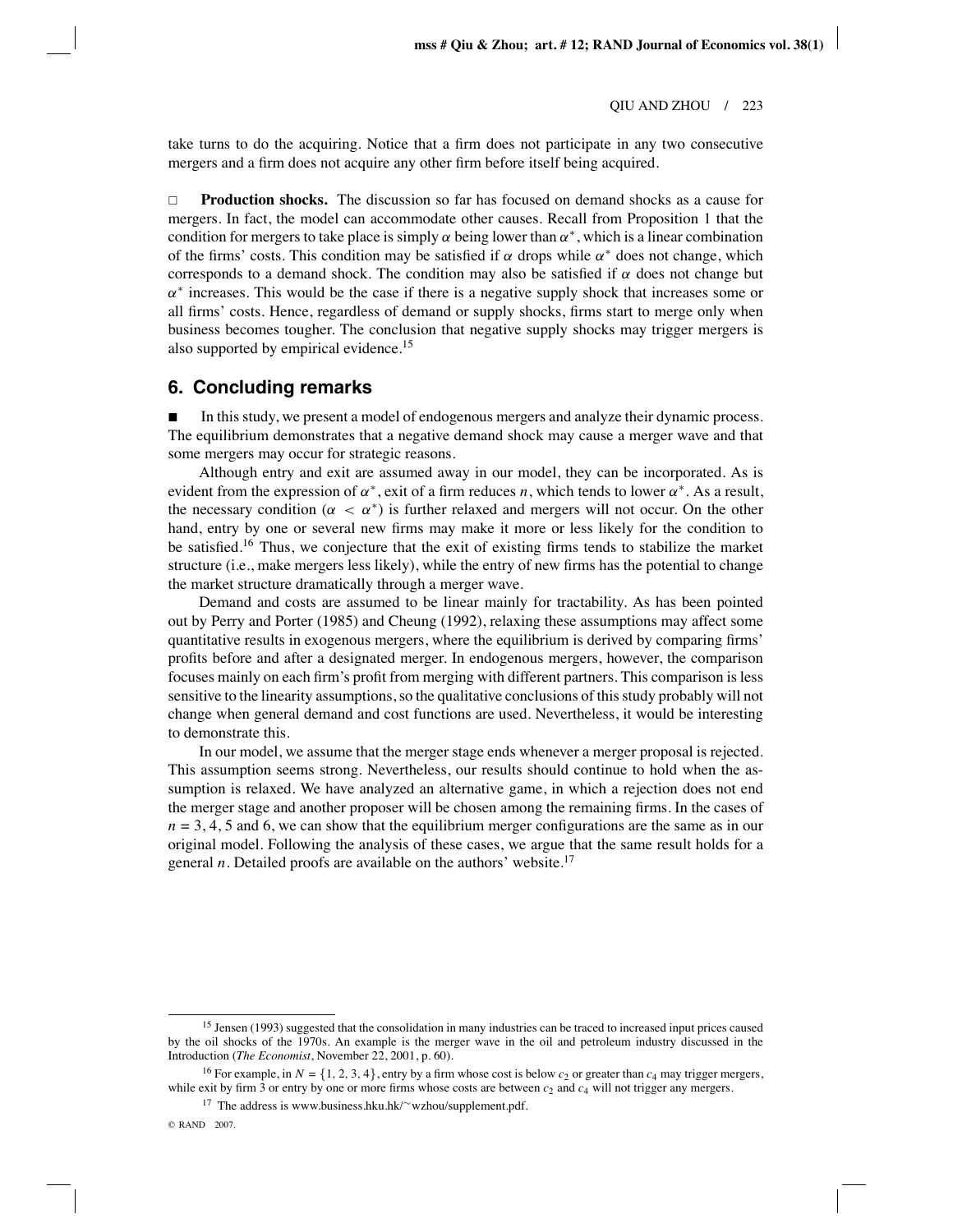take turns to do the acquiring. Notice that a firm does not participate in any two consecutive mergers and a firm does not acquire any other firm before itself being acquired.

□ **Production shocks.** The discussion so far has focused on demand shocks as a cause for mergers. In fact, the model can accommodate other causes. Recall from Proposition 1 that the condition for mergers to take place is simply $\alpha$ being lower than $\alpha^*$, which is a linear combination of the firms' costs. This condition may be satisfied if $\alpha$ drops while $\alpha^*$ does not change, which corresponds to a demand shock. The condition may also be satisfied if $\alpha$ does not change but $\alpha^*$ increases. This would be the case if there is a negative supply shock that increases some or all firms' costs. Hence, regardless of demand or supply shocks, firms start to merge only when business becomes tougher. The conclusion that negative supply shocks may trigger mergers is also supported by empirical evidence.[15]

## 6. Concluding remarks

■ In this study, we present a model of endogenous mergers and analyze their dynamic process. The equilibrium demonstrates that a negative demand shock may cause a merger wave and that some mergers may occur for strategic reasons.

Although entry and exit are assumed away in our model, they can be incorporated. As is evident from the expression of $\alpha^*$, exit of a firm reduces $n$, which tends to lower $\alpha^*$. As a result, the necessary condition ($\alpha < \alpha^*$) is further relaxed and mergers will not occur. On the other hand, entry by one or several new firms may make it more or less likely for the condition to be satisfied.[16] Thus, we conjecture that the exit of existing firms tends to stabilize the market structure (i.e., make mergers less likely), while the entry of new firms has the potential to change the market structure dramatically through a merger wave.

Demand and costs are assumed to be linear mainly for tractability. As has been pointed out by Perry and Porter (1985) and Cheung (1992), relaxing these assumptions may affect some quantitative results in exogenous mergers, where the equilibrium is derived by comparing firms' profits before and after a designated merger. In endogenous mergers, however, the comparison focuses mainly on each firm's profit from merging with different partners. This comparison is less sensitive to the linearity assumptions, so the qualitative conclusions of this study probably will not change when general demand and cost functions are used. Nevertheless, it would be interesting to demonstrate this.

In our model, we assume that the merger stage ends whenever a merger proposal is rejected. This assumption seems strong. Nevertheless, our results should continue to hold when the assumption is relaxed. We have analyzed an alternative game, in which a rejection does not end the merger stage and another proposer will be chosen among the remaining firms. In the cases of $n = 3, 4, 5$ and 6, we can show that the equilibrium merger configurations are the same as in our original model. Following the analysis of these cases, we argue that the same result holds for a general $n$. Detailed proofs are available on the authors' website.[17]

---

[15] Jensen (1993) suggested that the consolidation in many industries can be traced to increased input prices caused by the oil shocks of the 1970s. An example is the merger wave in the oil and petroleum industry discussed in the Introduction (*The Economist*, November 22, 2001, p. 60).

[16] For example, in $N = \{1, 2, 3, 4\}$, entry by a firm whose cost is below $c_2$ or greater than $c_4$ may trigger mergers, while exit by firm 3 or entry by one or more firms whose costs are between $c_2$ and $c_4$ will not trigger any mergers.

[17] The address is www.business.hku.hk/~wzhou/supplement.pdf.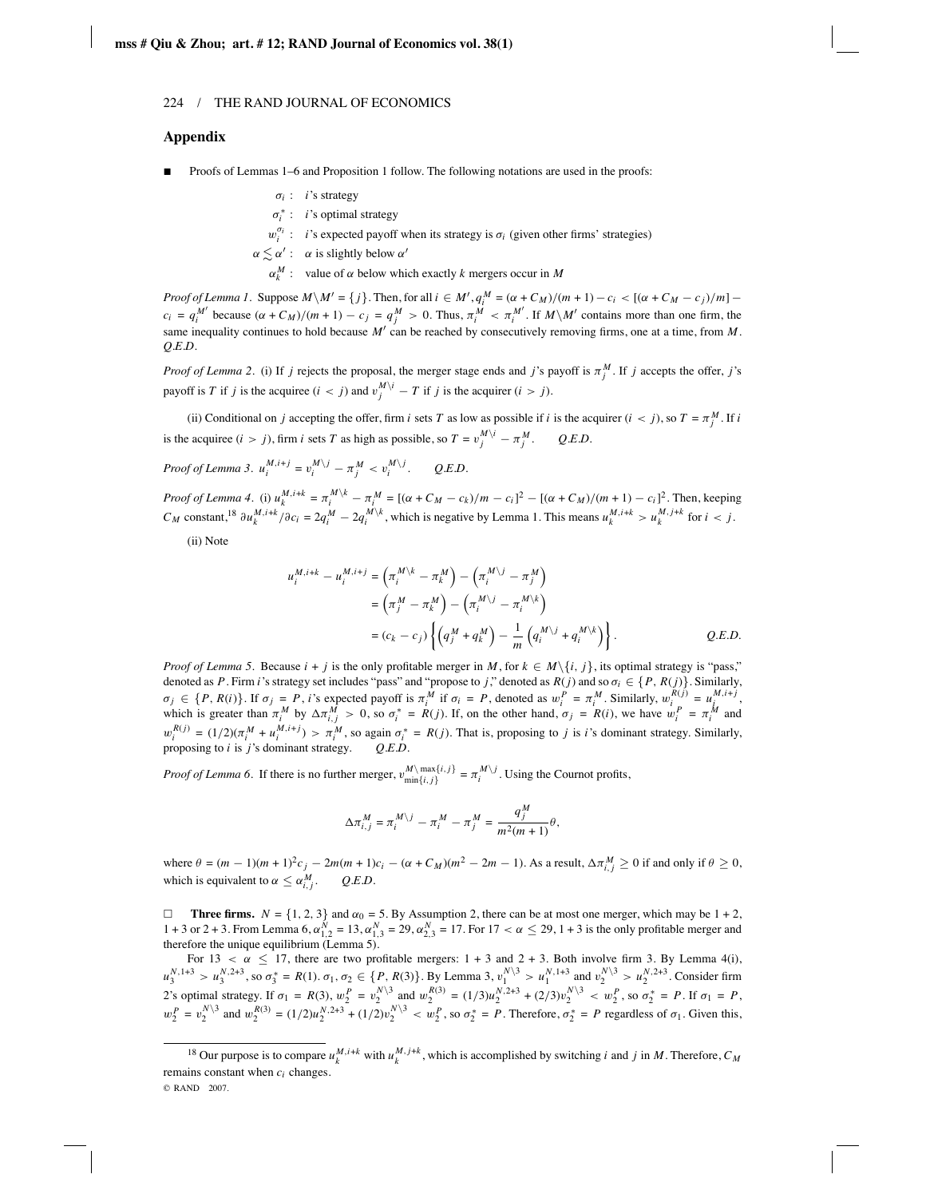## Appendix

■ Proofs of Lemmas 1–6 and Proposition 1 follow. The following notations are used in the proofs:

$\sigma_i$ : $i$'s strategy

$\sigma_i^*$ : $i$'s optimal strategy

$w_i^{\sigma_i}$ : $i$'s expected payoff when its strategy is $\sigma_i$ (given other firms' strategies)

$\alpha \lesssim \alpha'$ : $\alpha$ is slightly below $\alpha'$

$\alpha_k^M$ : value of $\alpha$ below which exactly $k$ mergers occur in $M$

*Proof of Lemma 1.* Suppose $M \backslash M' = \{j\}$. Then, for all $i \in M'$, $q_i^M = (\alpha + C_M)/(m+1) - c_i < [(\alpha + C_M - c_j)/m] - c_i = q_i^{M'}$ because $(\alpha + C_M)/(m+1) - c_j = q_j^M > 0$. Thus, $\pi_i^M < \pi_i^{M'}$. If $M \backslash M'$ contains more than one firm, the same inequality continues to hold because $M'$ can be reached by consecutively removing firms, one at a time, from $M$. *Q.E.D.*

*Proof of Lemma 2.* (i) If $j$ rejects the proposal, the merger stage ends and $j$'s payoff is $\pi_j^M$. If $j$ accepts the offer, $j$'s payoff is $T$ if $j$ is the acquiree $(i < j)$, and $v_j^{M\backslash i} - T$ if $j$ is the acquirer $(i > j)$.

(ii) Conditional on $j$ accepting the offer, firm $i$ sets $T$ as low as possible if $i$ is the acquirer $(i < j)$, so $T = \pi_j^M$. If $i$ is the acquiree $(i > j)$, firm $i$ sets $T$ as high as possible, so $T = v_j^{M\backslash i} - \pi_j^M$. *Q.E.D.*

*Proof of Lemma 3.* $u_i^{M,i+j} = v_i^{M\backslash j} - \pi_j^M < v_i^{M\backslash j}$. *Q.E.D.*

*Proof of Lemma 4.* (i) $u_k^{M,i+k} = \pi_i^{M\backslash k} - \pi_i^M = [(\alpha + C_M - c_k)/m - c_i]^2 - [(\alpha + C_M)/(m+1) - c_i]^2$. Then, keeping $C_M$ constant,[18] $\partial u_k^{M,i+k}/\partial c_i = 2q_i^M - 2q_i^{M\backslash k}$, which is negative by Lemma 1. This means $u_k^{M,i+k} > u_k^{M,j+k}$ for $i < j$.

(ii) Note

$$
\begin{aligned}
u_i^{M,i+k} - u_i^{M,i+j} &= \left(\pi_i^{M\backslash k} - \pi_k^M\right) - \left(\pi_i^{M\backslash j} - \pi_j^M\right) \\
&= \left(\pi_j^M - \pi_k^M\right) - \left(\pi_i^{M\backslash j} - \pi_i^{M\backslash k}\right) \\
&= (c_k - c_j)\left\{\left(q_j^M + q_k^M\right) - \frac{1}{m}\left(q_i^{M\backslash j} + q_i^{M\backslash k}\right)\right\}. \qquad Q.E.D.
\end{aligned}
$$

*Proof of Lemma 5.* Because $i + j$ is the only profitable merger in $M$, for $k \in M\backslash\{i, j\}$, its optimal strategy is "pass," denoted as $P$. Firm $i$'s strategy set includes "pass" and "propose to $j$," denoted as $R(j)$ and so $\sigma_i \in \{P, R(j)\}$. Similarly, $\sigma_j \in \{P, R(i)\}$. If $\sigma_j = P$, $i$'s expected payoff is $\pi_i^M$ if $\sigma_i = P$, denoted as $w_i^P = \pi_i^M$. Similarly, $w_i^{R(j)} = u_i^{M,i+j}$, which is greater than $\pi_i^M$ by $\Delta\pi_{i,j}^M > 0$, so $\sigma_i^* = R(j)$. If, on the other hand, $\sigma_j = R(i)$, we have $w_i^P = \pi_i^M$ and $w_i^{R(j)} = (1/2)(\pi_i^M + u_i^{M,i+j}) > \pi_i^M$, so again $\sigma_i^* = R(j)$. That is, proposing to $j$ is $i$'s dominant strategy. Similarly, proposing to $i$ is $j$'s dominant strategy. *Q.E.D.*

*Proof of Lemma 6.* If there is no further merger, $v_{\min\{i,j\}}^{M\backslash \max\{i,j\}} = \pi_i^{M\backslash j}$. Using the Cournot profits,

$$
\Delta\pi_{i,j}^M = \pi_i^{M\backslash j} - \pi_i^M - \pi_j^M = \frac{q_j^M}{m^2(m+1)}\theta,
$$

where $\theta = (m-1)(m+1)^2 c_j - 2m(m+1)c_i - (\alpha + C_M)(m^2 - 2m - 1)$. As a result, $\Delta\pi_{i,j}^M \geq 0$ if and only if $\theta \geq 0$, which is equivalent to $\alpha \leq \alpha_{i,j}^M$. *Q.E.D.*

□ **Three firms.** $N = \{1, 2, 3\}$ and $\alpha_0 = 5$. By Assumption 2, there can be at most one merger, which may be $1 + 2$, $1 + 3$ or $2 + 3$. From Lemma 6, $\alpha_{1,2}^N = 13$, $\alpha_{1,3}^N = 29$, $\alpha_{2,3}^N = 17$. For $17 < \alpha \leq 29$, $1 + 3$ is the only profitable merger and therefore the unique equilibrium (Lemma 5).

For $13 < \alpha \leq 17$, there are two profitable mergers: $1 + 3$ and $2 + 3$. Both involve firm 3. By Lemma 4(i), $u_3^{N,1+3} > u_3^{N,2+3}$, so $\sigma_3^* = R(1)$. $\sigma_1, \sigma_2 \in \{P, R(3)\}$. By Lemma 3, $v_1^{N\backslash 3} > u_1^{N,1+3}$ and $v_2^{N\backslash 3} > u_2^{N,2+3}$. Consider firm 2's optimal strategy. If $\sigma_1 = R(3)$, $w_2^P = v_2^{N\backslash 3}$ and $w_2^{R(3)} = (1/3)u_2^{N,2+3} + (2/3)v_2^{N\backslash 3} < w_2^P$, so $\sigma_2^* = P$. If $\sigma_1 = P$, $w_2^P = v_2^{N\backslash 3}$ and $w_2^{R(3)} = (1/2)u_2^{N,2+3} + (1/2)v_2^{N\backslash 3} < w_2^P$, so $\sigma_2^* = P$. Therefore, $\sigma_2^* = P$ regardless of $\sigma_1$. Given this,

[18] Our purpose is to compare $u_k^{M,i+k}$ with $u_k^{M,j+k}$, which is accomplished by switching $i$ and $j$ in $M$. Therefore, $C_M$ remains constant when $c_i$ changes.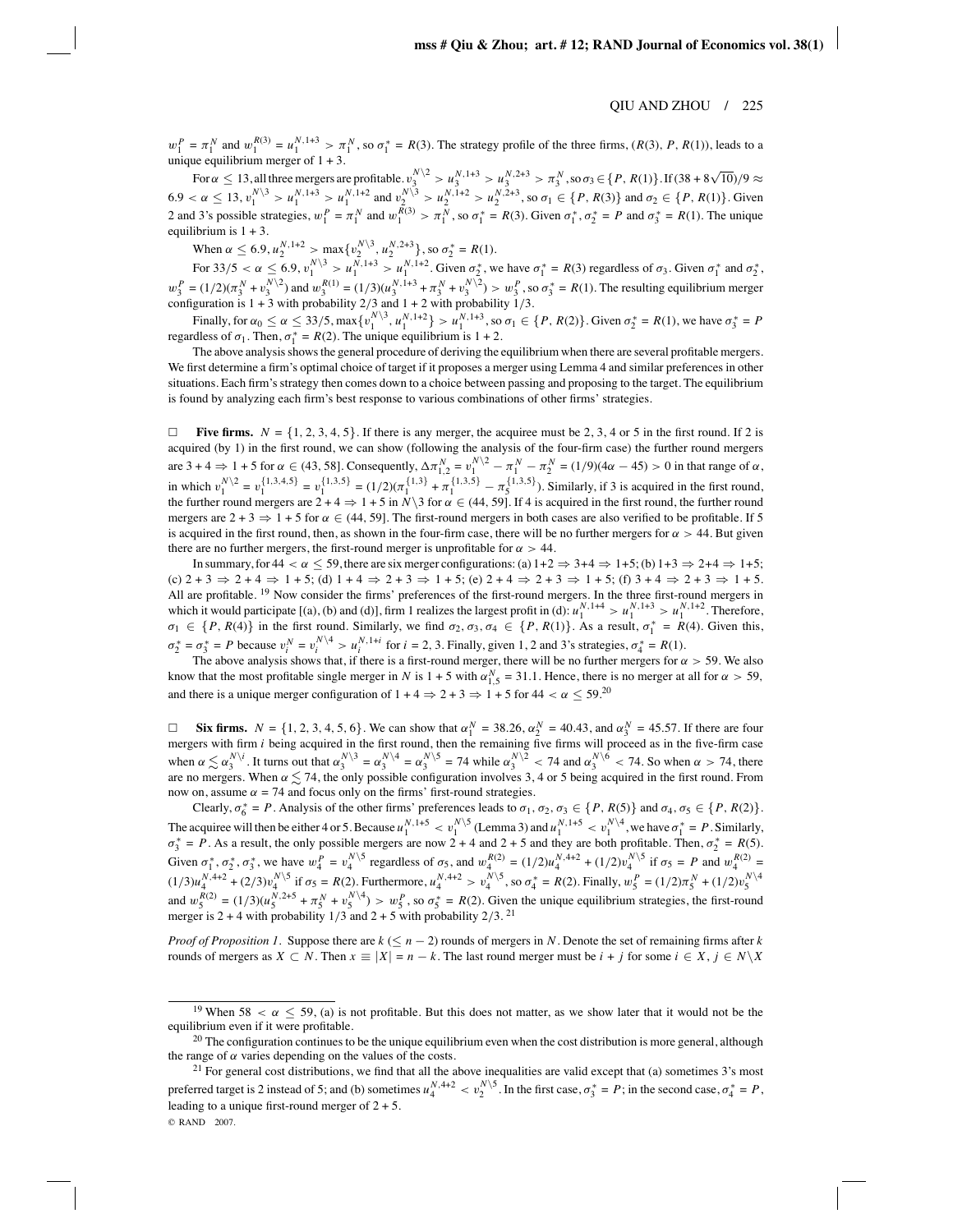$w_1^P = \pi_1^N$ and $w_1^{R(3)} = u_1^{N,1+3} > \pi_1^N$, so $\sigma_1^* = R(3)$. The strategy profile of the three firms, $(R(3), P, R(1))$, leads to a unique equilibrium merger of $1 + 3$.

For $\alpha \leq 13$, all three mergers are profitable. $v_3^{N\backslash 2} > u_3^{N,1+3} > u_3^{N,2+3} > \pi_3^N$, so $\sigma_3 \in \{P, R(1)\}$. If $(38 + 8\sqrt{10})/9 \approx 6.9 < \alpha \leq 13$, $v_1^{N\backslash 3} > u_1^{N,1+3} > u_1^{N,1+2}$ and $v_2^{N\backslash 3} > u_2^{N,1+2} > u_2^{N,2+3}$, so $\sigma_1 \in \{P, R(3)\}$ and $\sigma_2 \in \{P, R(1)\}$. Given 2 and 3's possible strategies, $w_1^P = \pi_1^N$ and $w_1^{R(3)} > \pi_1^N$, so $\sigma_1^* = R(3)$. Given $\sigma_1^*, \sigma_2^* = P$ and $\sigma_3^* = R(1)$. The unique equilibrium is $1 + 3$.

When $\alpha \leq 6.9$, $u_2^{N,1+2} > \max\{v_2^{N\backslash 3}, u_2^{N,2+3}\}$, so $\sigma_2^* = R(1)$.

For $33/5 < \alpha \leq 6.9$, $v_1^{N\backslash 3} > u_1^{N,1+3} > u_1^{N,1+2}$. Given $\sigma_2^*$, we have $\sigma_1^* = R(3)$ regardless of $\sigma_3$. Given $\sigma_1^*$ and $\sigma_2^*$, $w_3^P = (1/2)(\pi_3^N + v_3^{N\backslash 2})$ and $w_3^{R(1)} = (1/3)(u_3^{N,1+3} + \pi_3^N + v_3^{N\backslash 2}) > w_3^P$, so $\sigma_3^* = R(1)$. The resulting equilibrium merger configuration is $1 + 3$ with probability $2/3$ and $1 + 2$ with probability $1/3$.

Finally, for $\alpha_0 \leq \alpha \leq 33/5$, $\max\{v_1^{N\backslash 3}, u_1^{N,1+2}\} > u_1^{N,1+3}$, so $\sigma_1 \in \{P, R(2)\}$. Given $\sigma_2^* = R(1)$, we have $\sigma_3^* = P$ regardless of $\sigma_1$. Then, $\sigma_1^* = R(2)$. The unique equilibrium is $1 + 2$.

The above analysis shows the general procedure of deriving the equilibrium when there are several profitable mergers. We first determine a firm's optimal choice of target if it proposes a merger using Lemma 4 and similar preferences in other situations. Each firm's strategy then comes down to a choice between passing and proposing to the target. The equilibrium is found by analyzing each firm's best response to various combinations of other firms' strategies.

□ **Five firms.** $N = \{1, 2, 3, 4, 5\}$. If there is any merger, the acquiree must be 2, 3, 4 or 5 in the first round. If 2 is acquired (by 1) in the first round, we can show (following the analysis of the four-firm case) the further round mergers are $3 + 4 \Rightarrow 1 + 5$ for $\alpha \in (43, 58]$. Consequently, $\Delta\pi_{1,2}^N = v_1^{N\backslash 2} - \pi_1^N - \pi_2^N = (1/9)(4\alpha - 45) > 0$ in that range of $\alpha$, in which $v_1^{N\backslash 2} = v_1^{\{1,3,4,5\}} = v_1^{\{1,3,5\}} = (1/2)(\pi_1^{\{1,3\}} + \pi_1^{\{1,3,5\}} - \pi_5^{\{1,3,5\}})$. Similarly, if 3 is acquired in the first round, the further round mergers are $2 + 4 \Rightarrow 1 + 5$ in $N\backslash 3$ for $\alpha \in (44, 59]$. If 4 is acquired in the first round, the further round mergers are $2 + 3 \Rightarrow 1 + 5$ for $\alpha \in (44, 59]$. The first-round mergers in both cases are also verified to be profitable. If 5 is acquired in the first round, then, as shown in the four-firm case, there will be no further mergers for $\alpha > 44$. But given there are no further mergers, the first-round merger is unprofitable for $\alpha > 44$.

In summary, for $44 < \alpha \leq 59$, there are six merger configurations: (a) $1+2 \Rightarrow 3+4 \Rightarrow 1+5$; (b) $1+3 \Rightarrow 2+4 \Rightarrow 1+5$; (c) $2 + 3 \Rightarrow 2 + 4 \Rightarrow 1 + 5$; (d) $1 + 4 \Rightarrow 2 + 3 \Rightarrow 1 + 5$; (e) $2 + 4 \Rightarrow 2 + 3 \Rightarrow 1 + 5$; (f) $3 + 4 \Rightarrow 2 + 3 \Rightarrow 1 + 5$. All are profitable.[19] Now consider the firms' preferences of the first-round mergers. In the three first-round mergers in which it would participate [(a), (b) and (d)], firm 1 realizes the largest profit in (d): $u_1^{N,1+4} > u_1^{N,1+3} > u_1^{N,1+2}$. Therefore, $\sigma_1 \in \{P, R(4)\}$ in the first round. Similarly, we find $\sigma_2, \sigma_3, \sigma_4 \in \{P, R(1)\}$. As a result, $\sigma_1^* = R(4)$. Given this, $\sigma_2^* = \sigma_3^* = P$ because $v_i^N = v_i^{N\backslash 4} > u_i^{N,1+i}$ for $i = 2, 3$. Finally, given 1, 2 and 3's strategies, $\sigma_4^* = R(1)$.

The above analysis shows that, if there is a first-round merger, there will be no further mergers for $\alpha > 59$. We also know that the most profitable single merger in $N$ is $1 + 5$ with $\alpha_{1,5}^N = 31.1$. Hence, there is no merger at all for $\alpha > 59$, and there is a unique merger configuration of $1 + 4 \Rightarrow 2 + 3 \Rightarrow 1 + 5$ for $44 < \alpha \leq 59$.[20]

□ **Six firms.** $N = \{1, 2, 3, 4, 5, 6\}$. We can show that $\alpha_1^N = 38.26$, $\alpha_2^N = 40.43$, and $\alpha_3^N = 45.57$. If there are four mergers with firm $i$ being acquired in the first round, then the remaining five firms will proceed as in the five-firm case when $\alpha \lesssim \alpha_3^{N\backslash i}$. It turns out that $\alpha_3^{N\backslash 3} = \alpha_3^{N\backslash 4} = \alpha_3^{N\backslash 5} = 74$ while $\alpha_3^{N\backslash 2} < 74$ and $\alpha_3^{N\backslash 6} < 74$. So when $\alpha > 74$, there are no mergers. When $\alpha \lesssim 74$, the only possible configuration involves 3, 4 or 5 being acquired in the first round. From now on, assume $\alpha = 74$ and focus only on the firms' first-round strategies.

Clearly, $\sigma_6^* = P$. Analysis of the other firms' preferences leads to $\sigma_1, \sigma_2, \sigma_3 \in \{P, R(5)\}$ and $\sigma_4, \sigma_5 \in \{P, R(2)\}$. The acquiree will then be either 4 or 5. Because $u_1^{N,1+5} < v_1^{N\backslash 5}$ (Lemma 3) and $u_1^{N,1+5} < v_1^{N\backslash 4}$, we have $\sigma_1^* = P$. Similarly, $\sigma_3^* = P$. As a result, the only possible mergers are now $2 + 4$ and $2 + 5$ and they are both profitable. Then, $\sigma_2^* = R(5)$. Given $\sigma_1^*, \sigma_2^*, \sigma_3^*$, we have $w_4^P = v_4^{N\backslash 5}$ regardless of $\sigma_5$, and $w_4^{R(2)} = (1/2)u_4^{N,4+2} + (1/2)v_4^{N\backslash 5}$ if $\sigma_5 = P$ and $w_4^{R(2)} = (1/3)u_4^{N,4+2} + (2/3)v_4^{N\backslash 5}$ if $\sigma_5 = R(2)$. Furthermore, $u_4^{N,4+2} > v_4^{N\backslash 5}$, so $\sigma_4^* = R(2)$. Finally, $w_5^P = (1/2)\pi_5^N + (1/2)v_5^{N\backslash 4}$ and $w_5^{R(2)} = (1/3)(u_5^{N,2+5} + \pi_5^N + v_5^{N\backslash 4}) > w_5^P$, so $\sigma_5^* = R(2)$. Given the unique equilibrium strategies, the first-round merger is $2 + 4$ with probability $1/3$ and $2 + 5$ with probability $2/3$.[21]

*Proof of Proposition 1.* Suppose there are $k$ ($\leq n - 2$) rounds of mergers in $N$. Denote the set of remaining firms after $k$ rounds of mergers as $X \subset N$. Then $x \equiv |X| = n - k$. The last round merger must be $i + j$ for some $i \in X$, $j \in N\backslash X$

---

[19] When $58 < \alpha \leq 59$, (a) is not profitable. But this does not matter, as we show later that it would not be the equilibrium even if it were profitable.

[20] The configuration continues to be the unique equilibrium even when the cost distribution is more general, although the range of $\alpha$ varies depending on the values of the costs.

[21] For general cost distributions, we find that all the above inequalities are valid except that (a) sometimes 3's most preferred target is 2 instead of 5; and (b) sometimes $u_4^{N,4+2} < v_2^{N\backslash 5}$. In the first case, $\sigma_3^* = P$; in the second case, $\sigma_4^* = P$, leading to a unique first-round merger of $2 + 5$.

© RAND 2007.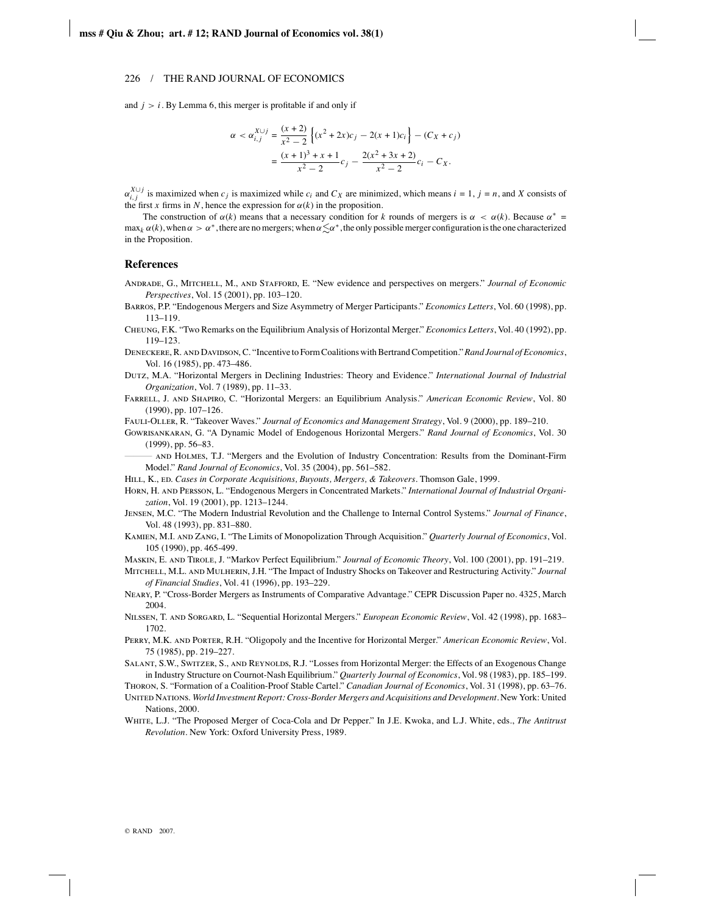and $j > i$. By Lemma 6, this merger is profitable if and only if

$$\alpha < \alpha_{i,j}^{X \cup j} = \frac{(x+2)}{x^2 - 2}\left\{(x^2 + 2x)c_j - 2(x+1)c_i\right\} - (C_X + c_j)$$
$$= \frac{(x+1)^3 + x + 1}{x^2 - 2}c_j - \frac{2(x^2 + 3x + 2)}{x^2 - 2}c_i - C_X.$$

$\alpha_{i,j}^{X \cup j}$ is maximized when $c_j$ is maximized while $c_i$ and $C_X$ are minimized, which means $i = 1$, $j = n$, and $X$ consists of the first $x$ firms in $N$, hence the expression for $\alpha(k)$ in the proposition.

The construction of $\alpha(k)$ means that a necessary condition for $k$ rounds of mergers is $\alpha < \alpha(k)$. Because $\alpha^* = \max_k \alpha(k)$, when $\alpha > \alpha^*$, there are no mergers; when $\alpha \lesssim \alpha^*$, the only possible merger configuration is the one characterized in the Proposition.

## References

Andrade, G., Mitchell, M., and Stafford, E. "New evidence and perspectives on mergers." *Journal of Economic Perspectives*, Vol. 15 (2001), pp. 103–120.

Barros, P.P. "Endogenous Mergers and Size Asymmetry of Merger Participants." *Economics Letters*, Vol. 60 (1998), pp. 113–119.

Cheung, F.K. "Two Remarks on the Equilibrium Analysis of Horizontal Merger." *Economics Letters*, Vol. 40 (1992), pp. 119–123.

Deneckere, R. and Davidson, C. "Incentive to Form Coalitions with Bertrand Competition." *Rand Journal of Economics*, Vol. 16 (1985), pp. 473–486.

Dutz, M.A. "Horizontal Mergers in Declining Industries: Theory and Evidence." *International Journal of Industrial Organization*, Vol. 7 (1989), pp. 11–33.

Farrell, J. and Shapiro, C. "Horizontal Mergers: an Equilibrium Analysis." *American Economic Review*, Vol. 80 (1990), pp. 107–126.

Fauli-Oller, R. "Takeover Waves." *Journal of Economics and Management Strategy*, Vol. 9 (2000), pp. 189–210.

Gowrisankaran, G. "A Dynamic Model of Endogenous Horizontal Mergers." *Rand Journal of Economics*, Vol. 30 (1999), pp. 56–83.

——— and Holmes, T.J. "Mergers and the Evolution of Industry Concentration: Results from the Dominant-Firm Model." *Rand Journal of Economics*, Vol. 35 (2004), pp. 561–582.

Hill, K., ed. *Cases in Corporate Acquisitions, Buyouts, Mergers, & Takeovers*. Thomson Gale, 1999.

Horn, H. and Persson, L. "Endogenous Mergers in Concentrated Markets." *International Journal of Industrial Organization*, Vol. 19 (2001), pp. 1213–1244.

Jensen, M.C. "The Modern Industrial Revolution and the Challenge to Internal Control Systems." *Journal of Finance*, Vol. 48 (1993), pp. 831–880.

Kamien, M.I. and Zang, I. "The Limits of Monopolization Through Acquisition." *Quarterly Journal of Economics*, Vol. 105 (1990), pp. 465-499.

Maskin, E. and Tirole, J. "Markov Perfect Equilibrium." *Journal of Economic Theory*, Vol. 100 (2001), pp. 191–219.

Mitchell, M.L. and Mulherin, J.H. "The Impact of Industry Shocks on Takeover and Restructuring Activity." *Journal of Financial Studies*, Vol. 41 (1996), pp. 193–229.

Neary, P. "Cross-Border Mergers as Instruments of Comparative Advantage." CEPR Discussion Paper no. 4325, March 2004.

Nilssen, T. and Sorgard, L. "Sequential Horizontal Mergers." *European Economic Review*, Vol. 42 (1998), pp. 1683–1702.

Perry, M.K. and Porter, R.H. "Oligopoly and the Incentive for Horizontal Merger." *American Economic Review*, Vol. 75 (1985), pp. 219–227.

Salant, S.W., Switzer, S., and Reynolds, R.J. "Losses from Horizontal Merger: the Effects of an Exogenous Change in Industry Structure on Cournot-Nash Equilibrium." *Quarterly Journal of Economics*, Vol. 98 (1983), pp. 185–199.

Thoron, S. "Formation of a Coalition-Proof Stable Cartel." *Canadian Journal of Economics*, Vol. 31 (1998), pp. 63–76.

United Nations. *World Investment Report: Cross-Border Mergers and Acquisitions and Development*. New York: United Nations, 2000.

White, L.J. "The Proposed Merger of Coca-Cola and Dr Pepper." In J.E. Kwoka, and L.J. White, eds., *The Antitrust Revolution*. New York: Oxford University Press, 1989.